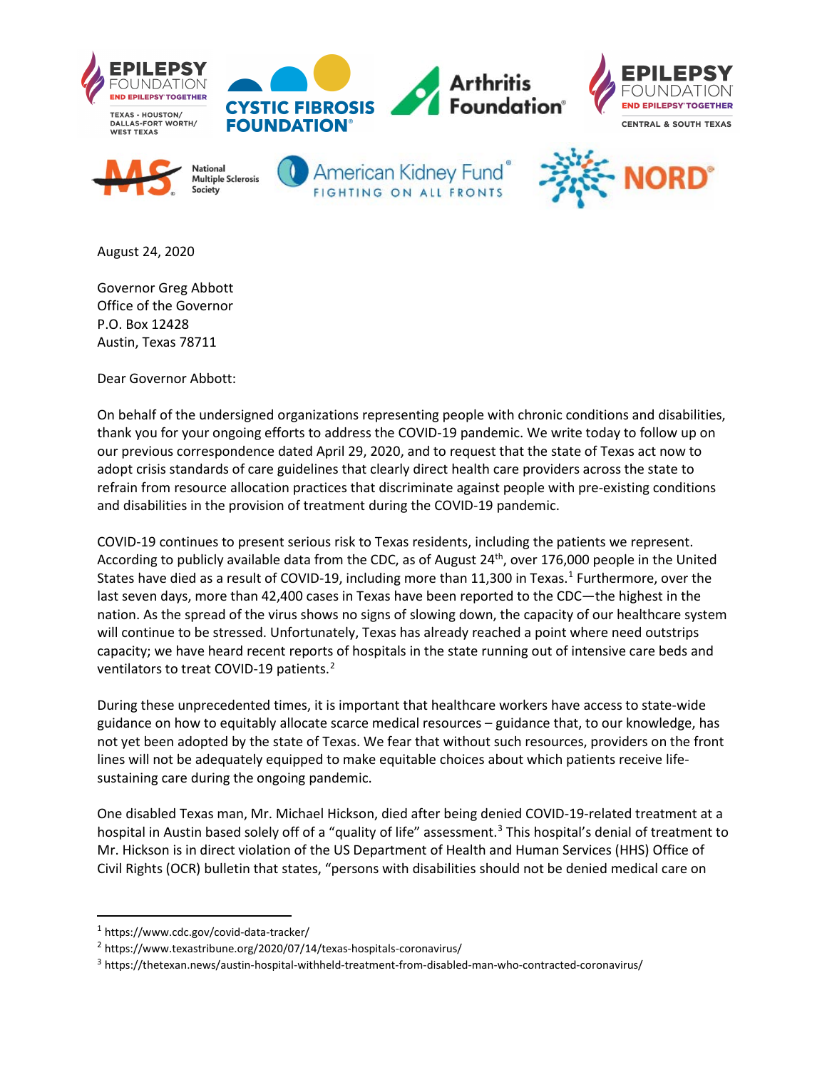August 24, 2020

Governor Greg Abbott
Office of the Governor
P.O. Box 12428
Austin, Texas 78711

Dear Governor Abbott:

On behalf of the undersigned organizations representing people with chronic conditions and disabilities, thank you for your ongoing efforts to address the COVID-19 pandemic. We write today to follow up on our previous correspondence dated April 29, 2020, and to request that the state of Texas act now to adopt crisis standards of care guidelines that clearly direct health care providers across the state to refrain from resource allocation practices that discriminate against people with pre-existing conditions and disabilities in the provision of treatment during the COVID-19 pandemic.

COVID-19 continues to present serious risk to Texas residents, including the patients we represent. According to publicly available data from the CDC, as of August 24th, over 176,000 people in the United States have died as a result of COVID-19, including more than 11,300 in Texas.[1] Furthermore, over the last seven days, more than 42,400 cases in Texas have been reported to the CDC—the highest in the nation. As the spread of the virus shows no signs of slowing down, the capacity of our healthcare system will continue to be stressed. Unfortunately, Texas has already reached a point where need outstrips capacity; we have heard recent reports of hospitals in the state running out of intensive care beds and ventilators to treat COVID-19 patients.[2]

During these unprecedented times, it is important that healthcare workers have access to state-wide guidance on how to equitably allocate scarce medical resources – guidance that, to our knowledge, has not yet been adopted by the state of Texas. We fear that without such resources, providers on the front lines will not be adequately equipped to make equitable choices about which patients receive life-sustaining care during the ongoing pandemic.

One disabled Texas man, Mr. Michael Hickson, died after being denied COVID-19-related treatment at a hospital in Austin based solely off of a "quality of life" assessment.[3] This hospital's denial of treatment to Mr. Hickson is in direct violation of the US Department of Health and Human Services (HHS) Office of Civil Rights (OCR) bulletin that states, "persons with disabilities should not be denied medical care on

---

[1] https://www.cdc.gov/covid-data-tracker/

[2] https://www.texastribune.org/2020/07/14/texas-hospitals-coronavirus/

[3] https://thetexan.news/austin-hospital-withheld-treatment-from-disabled-man-who-contracted-coronavirus/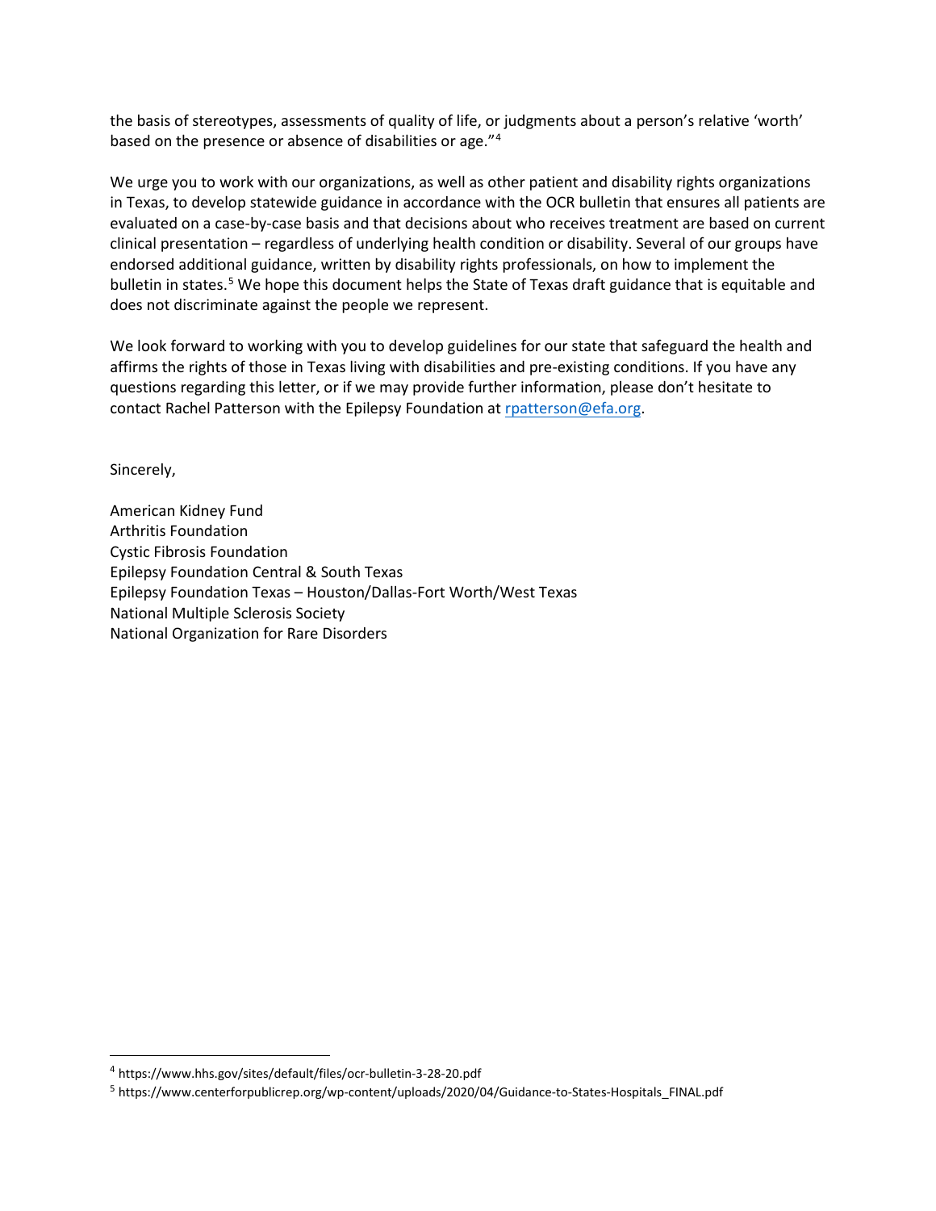the basis of stereotypes, assessments of quality of life, or judgments about a person's relative 'worth' based on the presence or absence of disabilities or age."[4]

We urge you to work with our organizations, as well as other patient and disability rights organizations in Texas, to develop statewide guidance in accordance with the OCR bulletin that ensures all patients are evaluated on a case-by-case basis and that decisions about who receives treatment are based on current clinical presentation – regardless of underlying health condition or disability. Several of our groups have endorsed additional guidance, written by disability rights professionals, on how to implement the bulletin in states.[5] We hope this document helps the State of Texas draft guidance that is equitable and does not discriminate against the people we represent.

We look forward to working with you to develop guidelines for our state that safeguard the health and affirms the rights of those in Texas living with disabilities and pre-existing conditions. If you have any questions regarding this letter, or if we may provide further information, please don't hesitate to contact Rachel Patterson with the Epilepsy Foundation at rpatterson@efa.org.

Sincerely,

American Kidney Fund
Arthritis Foundation
Cystic Fibrosis Foundation
Epilepsy Foundation Central & South Texas
Epilepsy Foundation Texas – Houston/Dallas-Fort Worth/West Texas
National Multiple Sclerosis Society
National Organization for Rare Disorders

---

[4] https://www.hhs.gov/sites/default/files/ocr-bulletin-3-28-20.pdf

[5] https://www.centerforpublicrep.org/wp-content/uploads/2020/04/Guidance-to-States-Hospitals_FINAL.pdf